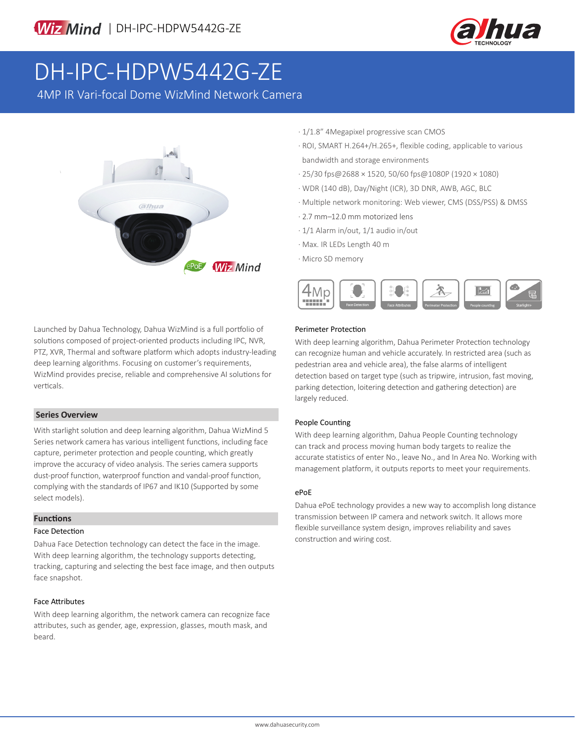# DH-IPC-HDPW5442G-ZE

4MP IR Vari-focal Dome WizMind Network Camera

- 1/1.8" 4Megapixel progressive scan CMOS
- ROI, SMART H.264+/H.265+, flexible coding, applicable to various bandwidth and storage environments
- 25/30 fps@2688 × 1520, 50/60 fps@1080P (1920 × 1080)
- WDR (140 dB), Day/Night (ICR), 3D DNR, AWB, AGC, BLC
- Multiple network monitoring: Web viewer, CMS (DSS/PSS) & DMSS
- 2.7 mm–12.0 mm motorized lens
- 1/1 Alarm in/out, 1/1 audio in/out
- Max. IR LEDs Length 40 m
- Micro SD memory

Launched by Dahua Technology, Dahua WizMind is a full portfolio of solutions composed of project-oriented products including IPC, NVR, PTZ, XVR, Thermal and software platform which adopts industry-leading deep learning algorithms. Focusing on customer's requirements, WizMind provides precise, reliable and comprehensive AI solutions for verticals.

## Series Overview

With starlight solution and deep learning algorithm, Dahua WizMind 5 Series network camera has various intelligent functions, including face capture, perimeter protection and people counting, which greatly improve the accuracy of video analysis. The series camera supports dust-proof function, waterproof function and vandal-proof function, complying with the standards of IP67 and IK10 (Supported by some select models).

## Functions

### Face Detection

Dahua Face Detection technology can detect the face in the image. With deep learning algorithm, the technology supports detecting, tracking, capturing and selecting the best face image, and then outputs face snapshot.

### Face Attributes

With deep learning algorithm, the network camera can recognize face attributes, such as gender, age, expression, glasses, mouth mask, and beard.

### Perimeter Protection

With deep learning algorithm, Dahua Perimeter Protection technology can recognize human and vehicle accurately. In restricted area (such as pedestrian area and vehicle area), the false alarms of intelligent detection based on target type (such as tripwire, intrusion, fast moving, parking detection, loitering detection and gathering detection) are largely reduced.

### People Counting

With deep learning algorithm, Dahua People Counting technology can track and process moving human body targets to realize the accurate statistics of enter No., leave No., and In Area No. Working with management platform, it outputs reports to meet your requirements.

### ePoE

Dahua ePoE technology provides a new way to accomplish long distance transmission between IP camera and network switch. It allows more flexible surveillance system design, improves reliability and saves construction and wiring cost.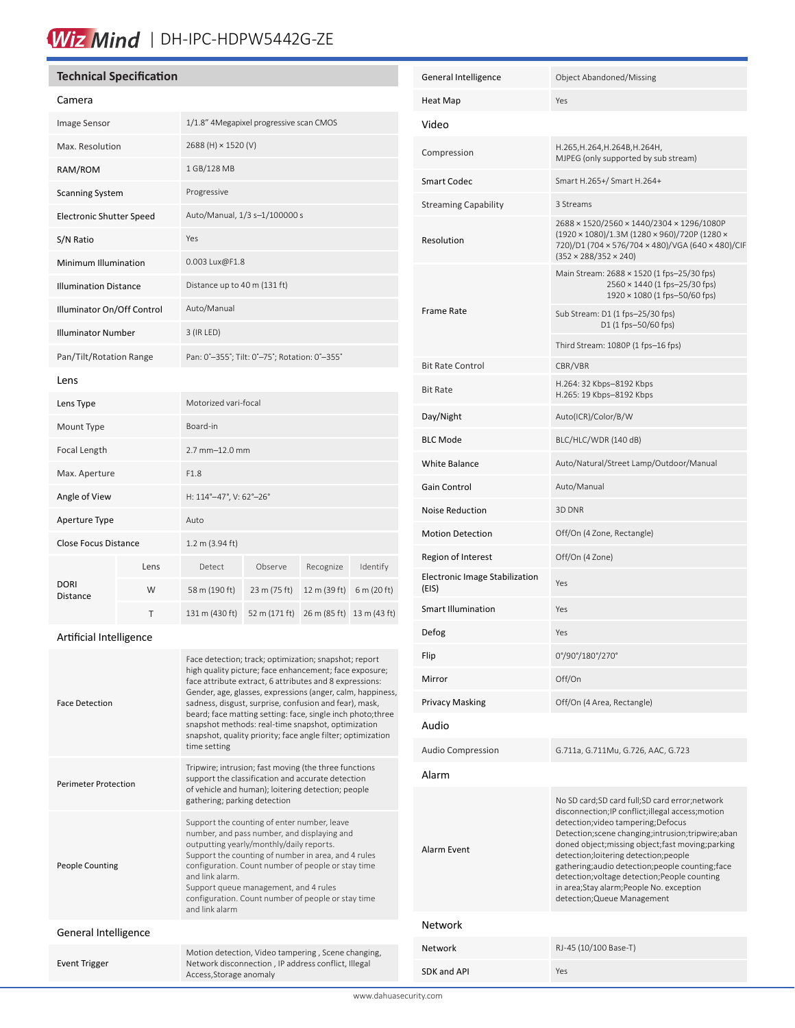WizMind | DH-IPC-HDPW5442G-ZE

## Technical Specification

### Camera

| | |
|---|---|
| Image Sensor | 1/1.8" 4Megapixel progressive scan CMOS |
| Max. Resolution | 2688 (H) × 1520 (V) |
| RAM/ROM | 1 GB/128 MB |
| Scanning System | Progressive |
| Electronic Shutter Speed | Auto/Manual, 1/3 s–1/100000 s |
| S/N Ratio | Yes |
| Minimum Illumination | 0.003 Lux@F1.8 |
| Illumination Distance | Distance up to 40 m (131 ft) |
| Illuminator On/Off Control | Auto/Manual |
| Illuminator Number | 3 (IR LED) |
| Pan/Tilt/Rotation Range | Pan: 0°–355°; Tilt: 0°–75°; Rotation: 0°–355° |

### Lens

| | | | | | |
|---|---|---|---|---|---|
| Lens Type | Motorized vari-focal | | | | |
| Mount Type | Board-in | | | | |
| Focal Length | 2.7 mm–12.0 mm | | | | |
| Max. Aperture | F1.8 | | | | |
| Angle of View | H: 114°–47°, V: 62°–26° | | | | |
| Aperture Type | Auto | | | | |
| Close Focus Distance | 1.2 m (3.94 ft) | | | | |
| DORI Distance | Lens | Detect | Observe | Recognize | Identify |
| | W | 58 m (190 ft) | 23 m (75 ft) | 12 m (39 ft) | 6 m (20 ft) |
| | T | 131 m (430 ft) | 52 m (171 ft) | 26 m (85 ft) | 13 m (43 ft) |

### Artificial Intelligence

| | |
|---|---|
| Face Detection | Face detection; track; optimization; snapshot; report high quality picture; face enhancement; face exposure; face attribute extract, 6 attributes and 8 expressions: Gender, age, glasses, expressions (anger, calm, happiness, sadness, disgust, surprise, confusion and fear), mask, beard; face matting setting: face, single inch photo;three snapshot methods: real-time snapshot, optimization snapshot, quality priority; face angle filter; optimization time setting |
| Perimeter Protection | Tripwire; intrusion; fast moving (the three functions support the classification and accurate detection of vehicle and human); loitering detection; people gathering; parking detection |
| People Counting | Support the counting of enter number, leave number, and pass number, and displaying and outputting yearly/monthly/daily reports. Support the counting of number in area, and 4 rules configuration. Count number of people or stay time and link alarm. Support queue management, and 4 rules configuration. Count number of people or stay time and link alarm |

### General Intelligence

| | |
|---|---|
| Event Trigger | Motion detection, Video tampering , Scene changing, Network disconnection , IP address conflict, Illegal Access,Storage anomaly |
| General Intelligence | Object Abandoned/Missing |
| Heat Map | Yes |

### Video

| | |
|---|---|
| Compression | H.265,H.264,H.264B,H.264H, MJPEG (only supported by sub stream) |
| Smart Codec | Smart H.265+/ Smart H.264+ |
| Streaming Capability | 3 Streams |
| Resolution | 2688 × 1520/2560 × 1440/2304 × 1296/1080P (1920 × 1080)/1.3M (1280 × 960)/720P (1280 × 720)/D1 (704 × 576/704 × 480)/VGA (640 × 480)/CIF (352 × 288/352 × 240) |
| Frame Rate | Main Stream: 2688 × 1520 (1 fps–25/30 fps) 2560 × 1440 (1 fps–25/30 fps) 1920 × 1080 (1 fps–50/60 fps) |
| | Sub Stream: D1 (1 fps–25/30 fps) D1 (1 fps–50/60 fps) |
| | Third Stream: 1080P (1 fps–16 fps) |
| Bit Rate Control | CBR/VBR |
| Bit Rate | H.264: 32 Kbps–8192 Kbps H.265: 19 Kbps–8192 Kbps |
| Day/Night | Auto(ICR)/Color/B/W |
| BLC Mode | BLC/HLC/WDR (140 dB) |
| White Balance | Auto/Natural/Street Lamp/Outdoor/Manual |
| Gain Control | Auto/Manual |
| Noise Reduction | 3D DNR |
| Motion Detection | Off/On (4 Zone, Rectangle) |
| Region of Interest | Off/On (4 Zone) |
| Electronic Image Stabilization (EIS) | Yes |
| Smart Illumination | Yes |
| Defog | Yes |
| Flip | 0°/90°/180°/270° |
| Mirror | Off/On |
| Privacy Masking | Off/On (4 Area, Rectangle) |

### Audio

| | |
|---|---|
| Audio Compression | G.711a, G.711Mu, G.726, AAC, G.723 |

### Alarm

| | |
|---|---|
| Alarm Event | No SD card;SD card full;SD card error;network disconnection;IP conflict;illegal access;motion detection;video tampering;Defocus Detection;scene changing;intrusion;tripwire;abandoned object;missing object;fast moving;parking detection;loitering detection;people gathering;audio detection;people counting;face detection;voltage detection;People counting in area;Stay alarm;People No. exception detection;Queue Management |

### Network

| | |
|---|---|
| Network | RJ-45 (10/100 Base-T) |
| SDK and API | Yes |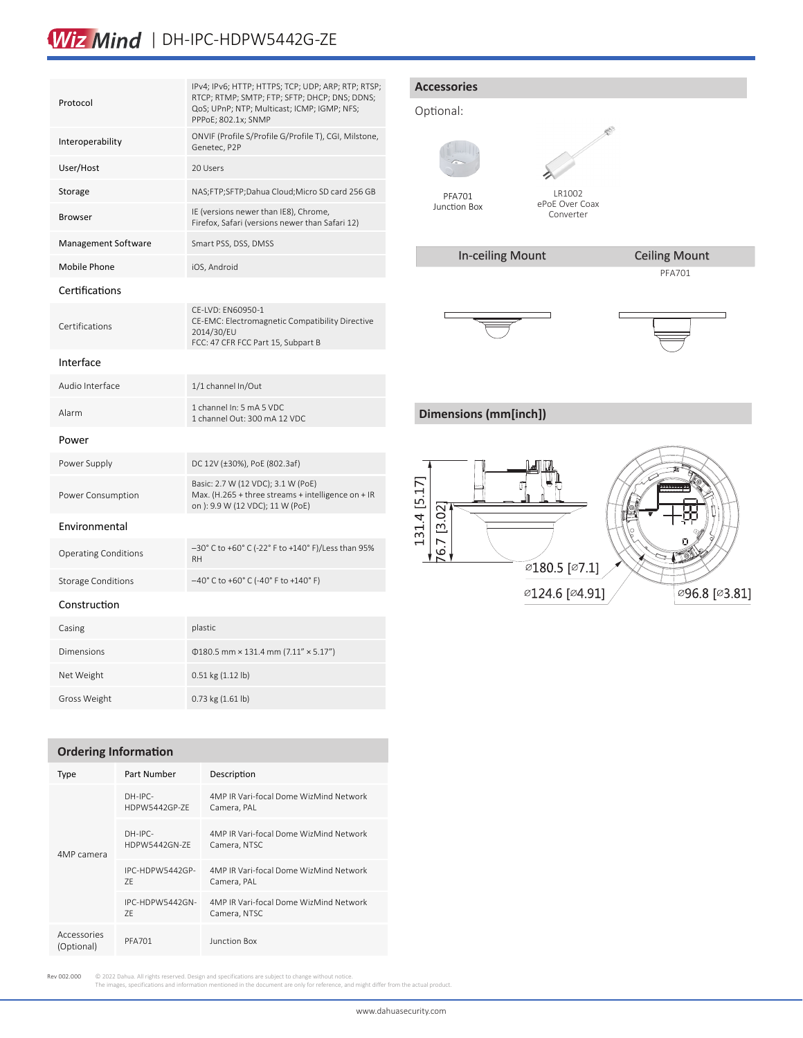| | |
|---|---|
| Protocol | IPv4; IPv6; HTTP; HTTPS; TCP; UDP; ARP; RTP; RTSP; RTCP; RTMP; SMTP; FTP; SFTP; DHCP; DNS; DDNS; QoS; UPnP; NTP; Multicast; ICMP; IGMP; NFS; PPPoE; 802.1x; SNMP |
| Interoperability | ONVIF (Profile S/Profile G/Profile T), CGI, Milstone, Genetec, P2P |
| User/Host | 20 Users |
| Storage | NAS;FTP;SFTP;Dahua Cloud;Micro SD card 256 GB |
| Browser | IE (versions newer than IE8), Chrome, Firefox, Safari (versions newer than Safari 12) |
| Management Software | Smart PSS, DSS, DMSS |
| Mobile Phone | iOS, Android |

### Certifications

| | |
|---|---|
| Certifications | CE-LVD: EN60950-1<br>CE-EMC: Electromagnetic Compatibility Directive 2014/30/EU<br>FCC: 47 CFR FCC Part 15, Subpart B |

### Interface

| | |
|---|---|
| Audio Interface | 1/1 channel In/Out |
| Alarm | 1 channel In: 5 mA 5 VDC<br>1 channel Out: 300 mA 12 VDC |

### Power

| | |
|---|---|
| Power Supply | DC 12V (±30%), PoE (802.3af) |
| Power Consumption | Basic: 2.7 W (12 VDC); 3.1 W (PoE)<br>Max. (H.265 + three streams + intelligence on + IR on ): 9.9 W (12 VDC); 11 W (PoE) |

### Environmental

| | |
|---|---|
| Operating Conditions | –30° C to +60° C (-22° F to +140° F)/Less than 95% RH |
| Storage Conditions | –40° C to +60° C (-40° F to +140° F) |

### Construction

| | |
|---|---|
| Casing | plastic |
| Dimensions | Φ180.5 mm × 131.4 mm (7.11" × 5.17") |
| Net Weight | 0.51 kg (1.12 lb) |
| Gross Weight | 0.73 kg (1.61 lb) |

## Accessories

Optional:

PFA701
Junction Box

LR1002
ePoE Over Coax
Converter

| In-ceiling Mount | Ceiling Mount |
|---|---|
| | PFA701 |

## Dimensions (mm[inch])

131.4 [5.17]
76.7 [3.02]
⌀180.5 [⌀7.1]
⌀124.6 [⌀4.91]
⌀96.8 [⌀3.81]

## Ordering Information

| Type | Part Number | Description |
|---|---|---|
| 4MP camera | DH-IPC-HDPW5442GP-ZE | 4MP IR Vari-focal Dome WizMind Network Camera, PAL |
| | DH-IPC-HDPW5442GN-ZE | 4MP IR Vari-focal Dome WizMind Network Camera, NTSC |
| | IPC-HDPW5442GP-ZE | 4MP IR Vari-focal Dome WizMind Network Camera, PAL |
| | IPC-HDPW5442GN-ZE | 4MP IR Vari-focal Dome WizMind Network Camera, NTSC |
| Accessories (Optional) | PFA701 | Junction Box |

Rev 002.000 © 2022 Dahua. All rights reserved. Design and specifications are subject to change without notice.
The images, specifications and information mentioned in the document are only for reference, and might differ from the actual product.